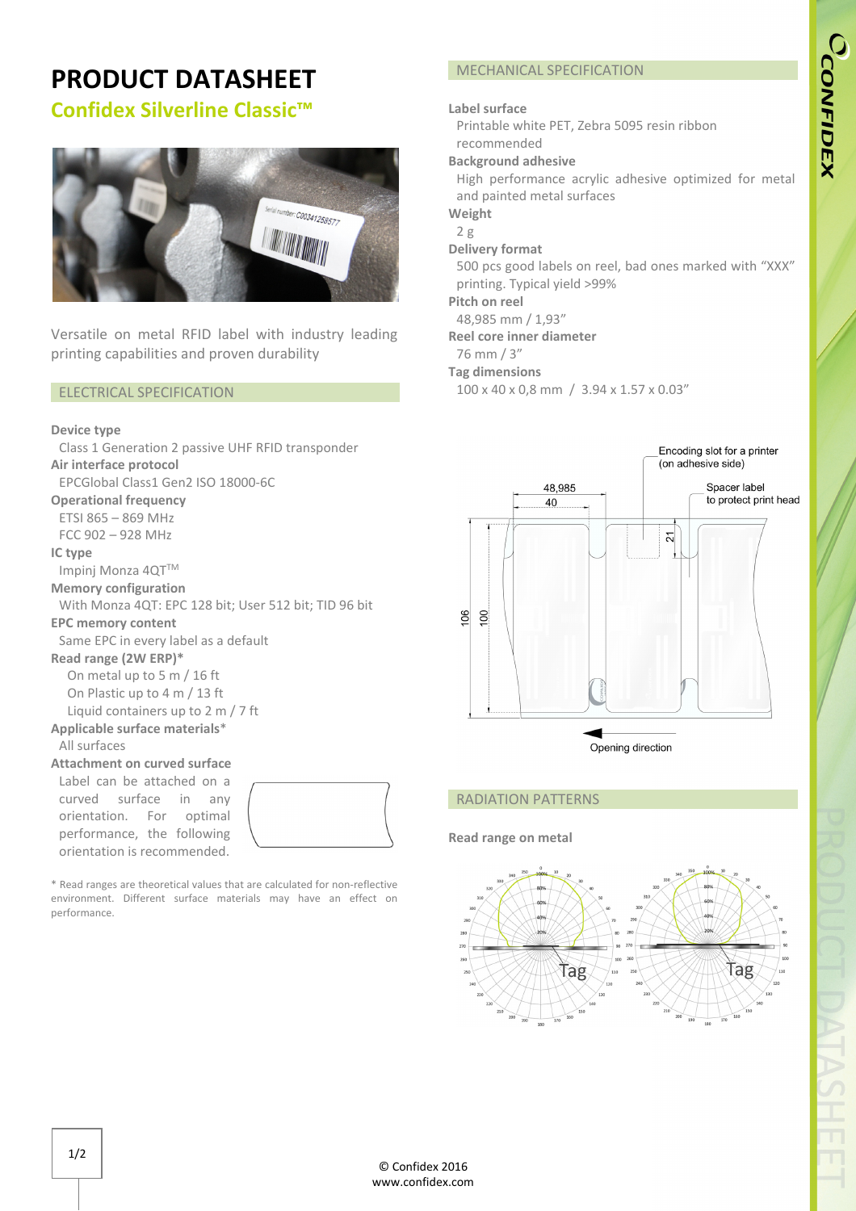# PRODUCT DATASHEET

## Confidex Silverline Classic™

Versatile on metal RFID label with industry leading printing capabilities and proven durability

## ELECTRICAL SPECIFICATION

**Device type**
Class 1 Generation 2 passive UHF RFID transponder

**Air interface protocol**
EPCGlobal Class1 Gen2 ISO 18000-6C

**Operational frequency**
ETSI 865 – 869 MHz
FCC 902 – 928 MHz

**IC type**
Impinj Monza 4QT™

**Memory configuration**
With Monza 4QT: EPC 128 bit; User 512 bit; TID 96 bit

**EPC memory content**
Same EPC in every label as a default

**Read range (2W ERP)***
- On metal up to 5 m / 16 ft
- On Plastic up to 4 m / 13 ft
- Liquid containers up to 2 m / 7 ft

**Applicable surface materials***
All surfaces

**Attachment on curved surface**
Label can be attached on a curved surface in any orientation. For optimal performance, the following orientation is recommended.

* Read ranges are theoretical values that are calculated for non-reflective environment. Different surface materials may have an effect on performance.

## MECHANICAL SPECIFICATION

**Label surface**
Printable white PET, Zebra 5095 resin ribbon recommended

**Background adhesive**
High performance acrylic adhesive optimized for metal and painted metal surfaces

**Weight**
2 g

**Delivery format**
500 pcs good labels on reel, bad ones marked with "XXX" printing. Typical yield >99%

**Pitch on reel**
48,985 mm / 1,93"

**Reel core inner diameter**
76 mm / 3"

**Tag dimensions**
100 x 40 x 0,8 mm / 3.94 x 1.57 x 0.03"

Encoding slot for a printer (on adhesive side)
Spacer label to protect print head
48,985
40
21
106
100
Opening direction

## RADIATION PATTERNS

**Read range on metal**

Tag
Tag

© Confidex 2016
www.confidex.com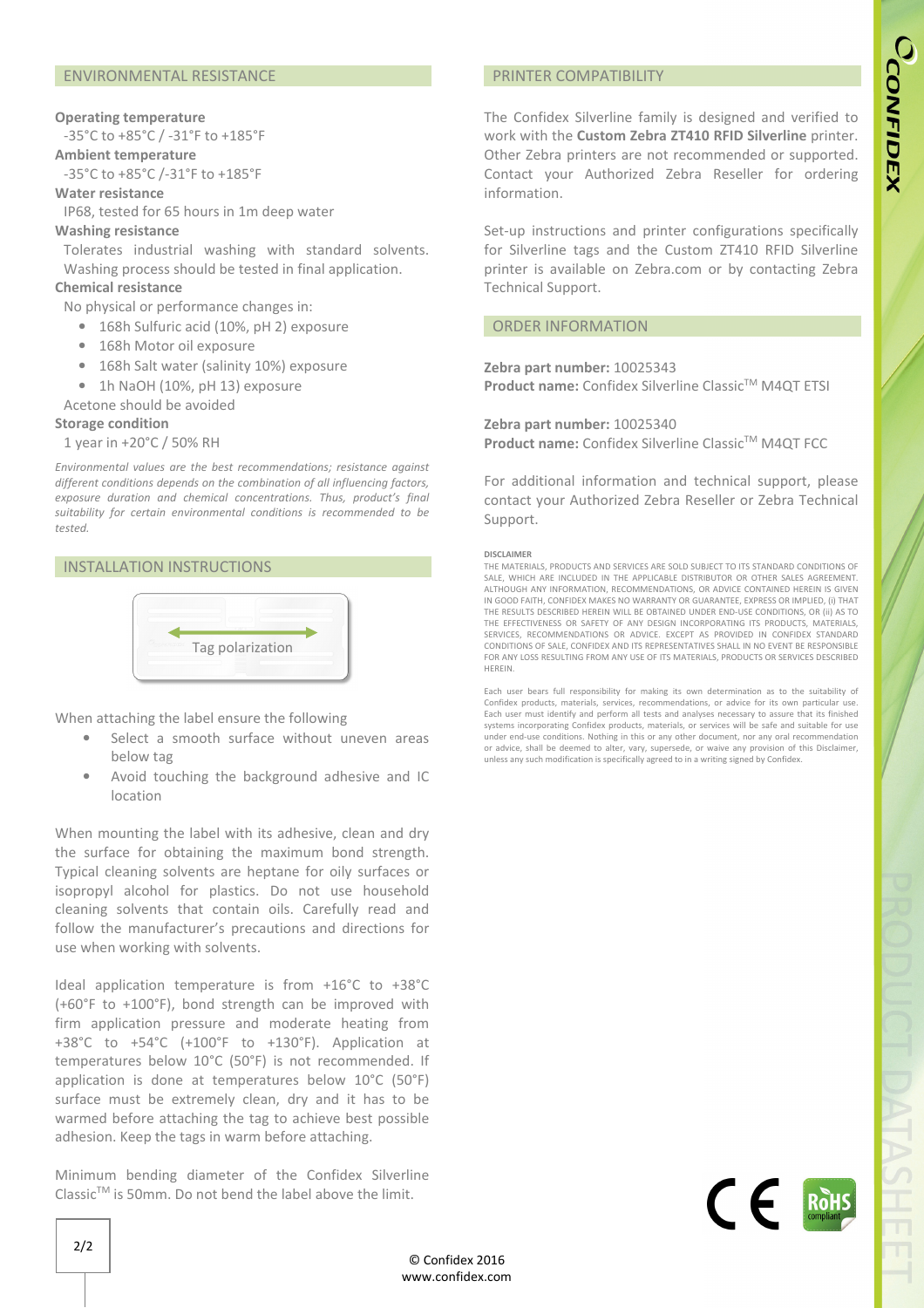## ENVIRONMENTAL RESISTANCE

**Operating temperature**

-35°C to +85°C / -31°F to +185°F

**Ambient temperature**

-35°C to +85°C /-31°F to +185°F

**Water resistance**

IP68, tested for 65 hours in 1m deep water

**Washing resistance**

Tolerates industrial washing with standard solvents. Washing process should be tested in final application.

**Chemical resistance**

No physical or performance changes in:

- 168h Sulfuric acid (10%, pH 2) exposure
- 168h Motor oil exposure
- 168h Salt water (salinity 10%) exposure
- 1h NaOH (10%, pH 13) exposure

Acetone should be avoided

**Storage condition**

1 year in +20°C / 50% RH

*Environmental values are the best recommendations; resistance against different conditions depends on the combination of all influencing factors, exposure duration and chemical concentrations. Thus, product's final suitability for certain environmental conditions is recommended to be tested.*

## INSTALLATION INSTRUCTIONS

Tag polarization

When attaching the label ensure the following

- Select a smooth surface without uneven areas below tag
- Avoid touching the background adhesive and IC location

When mounting the label with its adhesive, clean and dry the surface for obtaining the maximum bond strength. Typical cleaning solvents are heptane for oily surfaces or isopropyl alcohol for plastics. Do not use household cleaning solvents that contain oils. Carefully read and follow the manufacturer's precautions and directions for use when working with solvents.

Ideal application temperature is from +16°C to +38°C (+60°F to +100°F), bond strength can be improved with firm application pressure and moderate heating from +38°C to +54°C (+100°F to +130°F). Application at temperatures below 10°C (50°F) is not recommended. If application is done at temperatures below 10°C (50°F) surface must be extremely clean, dry and it has to be warmed before attaching the tag to achieve best possible adhesion. Keep the tags in warm before attaching.

Minimum bending diameter of the Confidex Silverline Classic™ is 50mm. Do not bend the label above the limit.

## PRINTER COMPATIBILITY

The Confidex Silverline family is designed and verified to work with the **Custom Zebra ZT410 RFID Silverline** printer. Other Zebra printers are not recommended or supported. Contact your Authorized Zebra Reseller for ordering information.

Set-up instructions and printer configurations specifically for Silverline tags and the Custom ZT410 RFID Silverline printer is available on Zebra.com or by contacting Zebra Technical Support.

## ORDER INFORMATION

**Zebra part number:** 10025343
**Product name:** Confidex Silverline Classic™ M4QT ETSI

**Zebra part number:** 10025340
**Product name:** Confidex Silverline Classic™ M4QT FCC

For additional information and technical support, please contact your Authorized Zebra Reseller or Zebra Technical Support.

**DISCLAIMER**

THE MATERIALS, PRODUCTS AND SERVICES ARE SOLD SUBJECT TO ITS STANDARD CONDITIONS OF SALE, WHICH ARE INCLUDED IN THE APPLICABLE DISTRIBUTOR OR OTHER SALES AGREEMENT. ALTHOUGH ANY INFORMATION, RECOMMENDATIONS, OR ADVICE CONTAINED HEREIN IS GIVEN IN GOOD FAITH, CONFIDEX MAKES NO WARRANTY OR GUARANTEE, EXPRESS OR IMPLIED, (i) THAT THE RESULTS DESCRIBED HEREIN WILL BE OBTAINED UNDER END-USE CONDITIONS, OR (ii) AS TO THE EFFECTIVENESS OR SAFETY OF ANY DESIGN INCORPORATING ITS PRODUCTS, MATERIALS, SERVICES, RECOMMENDATIONS OR ADVICE. EXCEPT AS PROVIDED IN CONFIDEX STANDARD CONDITIONS OF SALE, CONFIDEX AND ITS REPRESENTATIVES SHALL IN NO EVENT BE RESPONSIBLE FOR ANY LOSS RESULTING FROM ANY USE OF ITS MATERIALS, PRODUCTS OR SERVICES DESCRIBED HEREIN.

Each user bears full responsibility for making its own determination as to the suitability of Confidex products, materials, services, recommendations, or advice for its own particular use. Each user must identify and perform all tests and analyses necessary to assure that its finished systems incorporating Confidex products, materials, or services will be safe and suitable for use under end-use conditions. Nothing in this or any other document, nor any oral recommendation or advice, shall be deemed to alter, vary, supersede, or waive any provision of this Disclaimer, unless any such modification is specifically agreed to in a writing signed by Confidex.

© Confidex 2016
www.confidex.com